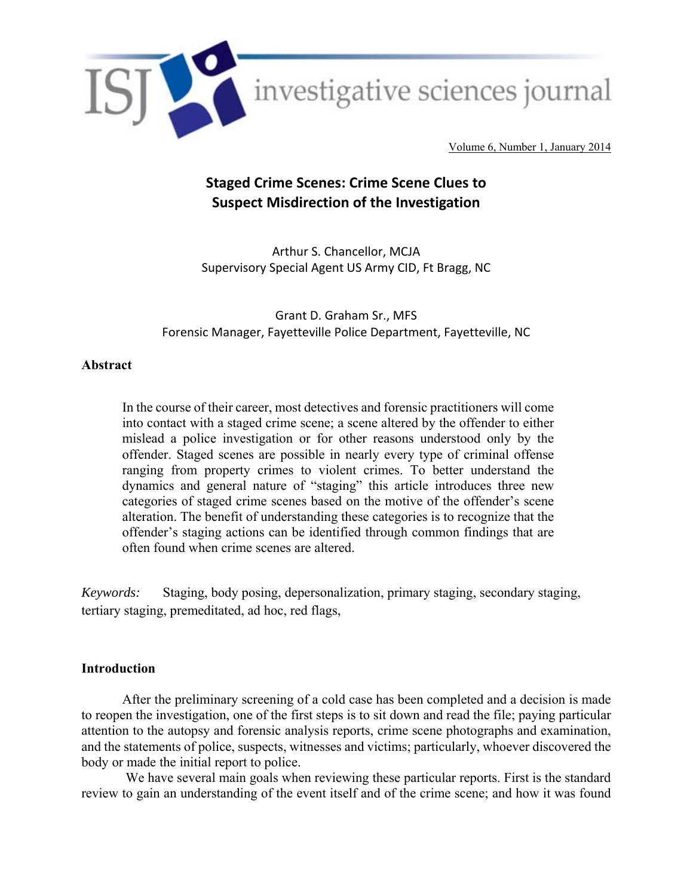# Staged Crime Scenes: Crime Scene Clues to Suspect Misdirection of the Investigation

Arthur S. Chancellor, MCJA
Supervisory Special Agent US Army CID, Ft Bragg, NC

Grant D. Graham Sr., MFS
Forensic Manager, Fayetteville Police Department, Fayetteville, NC

## Abstract

In the course of their career, most detectives and forensic practitioners will come into contact with a staged crime scene; a scene altered by the offender to either mislead a police investigation or for other reasons understood only by the offender. Staged scenes are possible in nearly every type of criminal offense ranging from property crimes to violent crimes. To better understand the dynamics and general nature of "staging" this article introduces three new categories of staged crime scenes based on the motive of the offender's scene alteration. The benefit of understanding these categories is to recognize that the offender's staging actions can be identified through common findings that are often found when crime scenes are altered.

*Keywords:* Staging, body posing, depersonalization, primary staging, secondary staging, tertiary staging, premeditated, ad hoc, red flags,

## Introduction

After the preliminary screening of a cold case has been completed and a decision is made to reopen the investigation, one of the first steps is to sit down and read the file; paying particular attention to the autopsy and forensic analysis reports, crime scene photographs and examination, and the statements of police, suspects, witnesses and victims; particularly, whoever discovered the body or made the initial report to police.

We have several main goals when reviewing these particular reports. First is the standard review to gain an understanding of the event itself and of the crime scene; and how it was found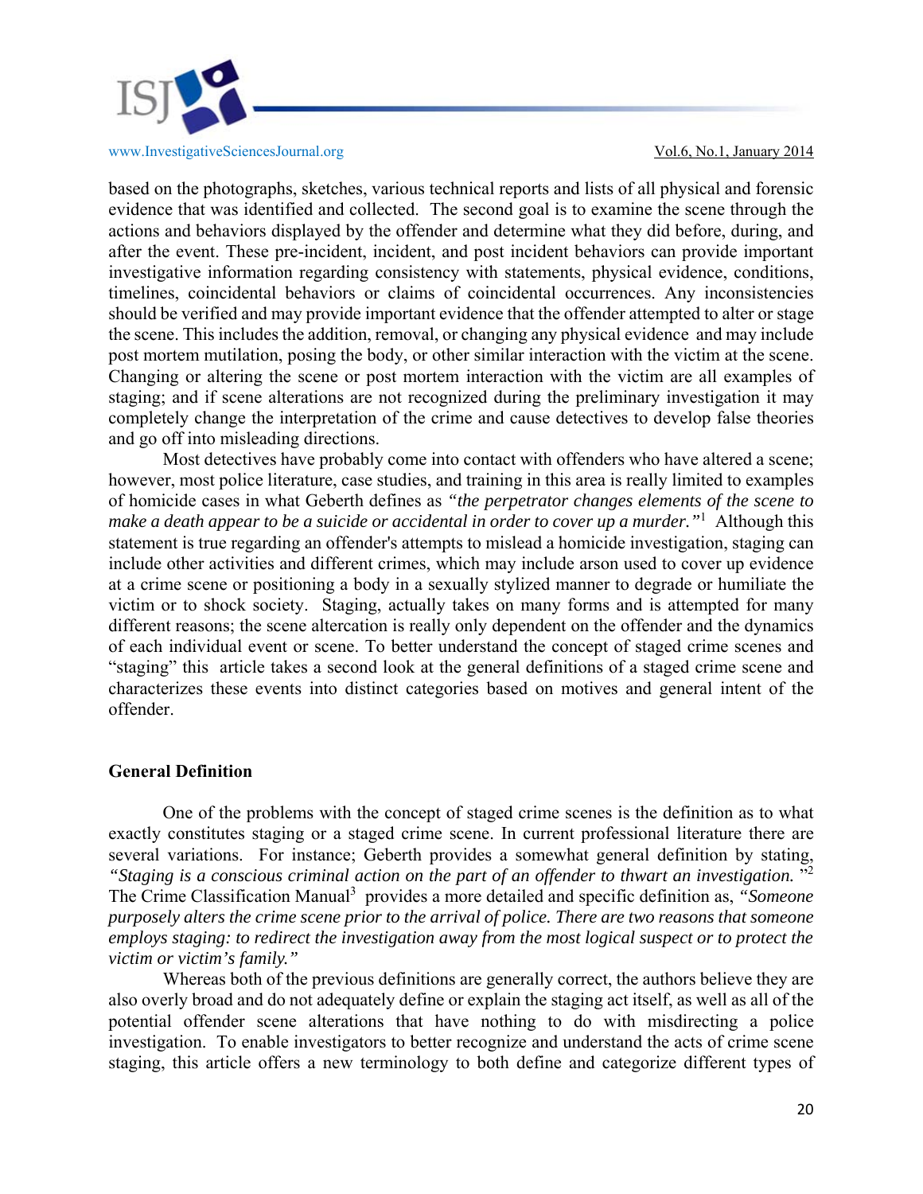based on the photographs, sketches, various technical reports and lists of all physical and forensic evidence that was identified and collected. The second goal is to examine the scene through the actions and behaviors displayed by the offender and determine what they did before, during, and after the event. These pre-incident, incident, and post incident behaviors can provide important investigative information regarding consistency with statements, physical evidence, conditions, timelines, coincidental behaviors or claims of coincidental occurrences. Any inconsistencies should be verified and may provide important evidence that the offender attempted to alter or stage the scene. This includes the addition, removal, or changing any physical evidence and may include post mortem mutilation, posing the body, or other similar interaction with the victim at the scene. Changing or altering the scene or post mortem interaction with the victim are all examples of staging; and if scene alterations are not recognized during the preliminary investigation it may completely change the interpretation of the crime and cause detectives to develop false theories and go off into misleading directions.

Most detectives have probably come into contact with offenders who have altered a scene; however, most police literature, case studies, and training in this area is really limited to examples of homicide cases in what Geberth defines as *"the perpetrator changes elements of the scene to make a death appear to be a suicide or accidental in order to cover up a murder."*[1] Although this statement is true regarding an offender's attempts to mislead a homicide investigation, staging can include other activities and different crimes, which may include arson used to cover up evidence at a crime scene or positioning a body in a sexually stylized manner to degrade or humiliate the victim or to shock society. Staging, actually takes on many forms and is attempted for many different reasons; the scene altercation is really only dependent on the offender and the dynamics of each individual event or scene. To better understand the concept of staged crime scenes and "staging" this article takes a second look at the general definitions of a staged crime scene and characterizes these events into distinct categories based on motives and general intent of the offender.

**General Definition**

One of the problems with the concept of staged crime scenes is the definition as to what exactly constitutes staging or a staged crime scene. In current professional literature there are several variations. For instance; Geberth provides a somewhat general definition by stating, *"Staging is a conscious criminal action on the part of an offender to thwart an investigation.*"[2] The Crime Classification Manual[3] provides a more detailed and specific definition as, *"Someone purposely alters the crime scene prior to the arrival of police. There are two reasons that someone employs staging: to redirect the investigation away from the most logical suspect or to protect the victim or victim's family."*

Whereas both of the previous definitions are generally correct, the authors believe they are also overly broad and do not adequately define or explain the staging act itself, as well as all of the potential offender scene alterations that have nothing to do with misdirecting a police investigation. To enable investigators to better recognize and understand the acts of crime scene staging, this article offers a new terminology to both define and categorize different types of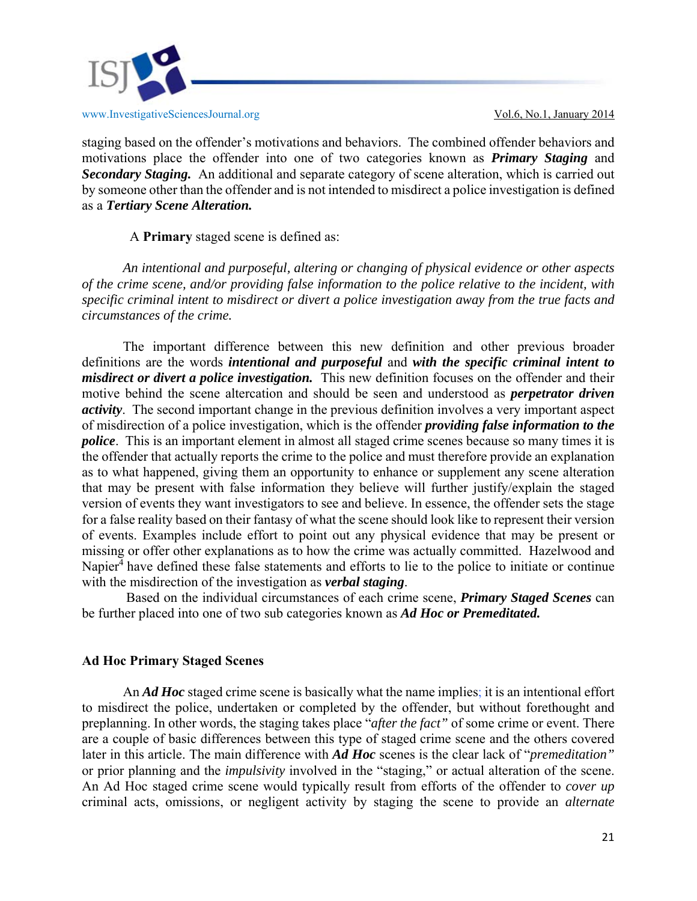staging based on the offender's motivations and behaviors. The combined offender behaviors and motivations place the offender into one of two categories known as ***Primary Staging*** and ***Secondary Staging.*** An additional and separate category of scene alteration, which is carried out by someone other than the offender and is not intended to misdirect a police investigation is defined as a ***Tertiary Scene Alteration.***

A **Primary** staged scene is defined as:

*An intentional and purposeful, altering or changing of physical evidence or other aspects of the crime scene, and/or providing false information to the police relative to the incident, with specific criminal intent to misdirect or divert a police investigation away from the true facts and circumstances of the crime.*

The important difference between this new definition and other previous broader definitions are the words ***intentional and purposeful*** and ***with the specific criminal intent to misdirect or divert a police investigation.*** This new definition focuses on the offender and their motive behind the scene altercation and should be seen and understood as ***perpetrator driven activity***. The second important change in the previous definition involves a very important aspect of misdirection of a police investigation, which is the offender ***providing false information to the police***. This is an important element in almost all staged crime scenes because so many times it is the offender that actually reports the crime to the police and must therefore provide an explanation as to what happened, giving them an opportunity to enhance or supplement any scene alteration that may be present with false information they believe will further justify/explain the staged version of events they want investigators to see and believe. In essence, the offender sets the stage for a false reality based on their fantasy of what the scene should look like to represent their version of events. Examples include effort to point out any physical evidence that may be present or missing or offer other explanations as to how the crime was actually committed. Hazelwood and Napier[4] have defined these false statements and efforts to lie to the police to initiate or continue with the misdirection of the investigation as ***verbal staging***.

Based on the individual circumstances of each crime scene, ***Primary Staged Scenes*** can be further placed into one of two sub categories known as ***Ad Hoc or Premeditated.***

## Ad Hoc Primary Staged Scenes

An ***Ad Hoc*** staged crime scene is basically what the name implies; it is an intentional effort to misdirect the police, undertaken or completed by the offender, but without forethought and preplanning. In other words, the staging takes place "*after the fact"* of some crime or event. There are a couple of basic differences between this type of staged crime scene and the others covered later in this article. The main difference with ***Ad Hoc*** scenes is the clear lack of "*premeditation"* or prior planning and the *impulsivity* involved in the "staging," or actual alteration of the scene. An Ad Hoc staged crime scene would typically result from efforts of the offender to *cover up* criminal acts, omissions, or negligent activity by staging the scene to provide an *alternate*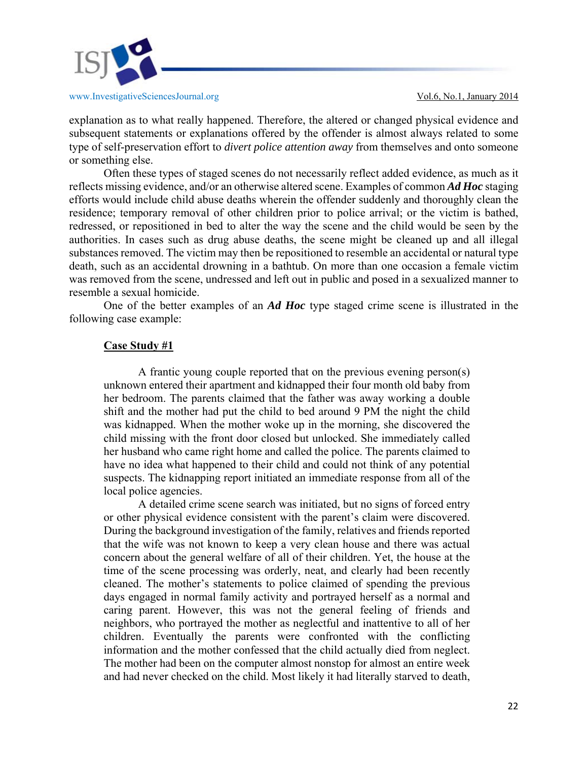explanation as to what really happened. Therefore, the altered or changed physical evidence and subsequent statements or explanations offered by the offender is almost always related to some type of self-preservation effort to *divert police attention away* from themselves and onto someone or something else.

Often these types of staged scenes do not necessarily reflect added evidence, as much as it reflects missing evidence, and/or an otherwise altered scene. Examples of common ***Ad Hoc*** staging efforts would include child abuse deaths wherein the offender suddenly and thoroughly clean the residence; temporary removal of other children prior to police arrival; or the victim is bathed, redressed, or repositioned in bed to alter the way the scene and the child would be seen by the authorities. In cases such as drug abuse deaths, the scene might be cleaned up and all illegal substances removed. The victim may then be repositioned to resemble an accidental or natural type death, such as an accidental drowning in a bathtub. On more than one occasion a female victim was removed from the scene, undressed and left out in public and posed in a sexualized manner to resemble a sexual homicide.

One of the better examples of an ***Ad Hoc*** type staged crime scene is illustrated in the following case example:

**Case Study #1**

A frantic young couple reported that on the previous evening person(s) unknown entered their apartment and kidnapped their four month old baby from her bedroom. The parents claimed that the father was away working a double shift and the mother had put the child to bed around 9 PM the night the child was kidnapped. When the mother woke up in the morning, she discovered the child missing with the front door closed but unlocked. She immediately called her husband who came right home and called the police. The parents claimed to have no idea what happened to their child and could not think of any potential suspects. The kidnapping report initiated an immediate response from all of the local police agencies.

A detailed crime scene search was initiated, but no signs of forced entry or other physical evidence consistent with the parent's claim were discovered. During the background investigation of the family, relatives and friends reported that the wife was not known to keep a very clean house and there was actual concern about the general welfare of all of their children. Yet, the house at the time of the scene processing was orderly, neat, and clearly had been recently cleaned. The mother's statements to police claimed of spending the previous days engaged in normal family activity and portrayed herself as a normal and caring parent. However, this was not the general feeling of friends and neighbors, who portrayed the mother as neglectful and inattentive to all of her children. Eventually the parents were confronted with the conflicting information and the mother confessed that the child actually died from neglect. The mother had been on the computer almost nonstop for almost an entire week and had never checked on the child. Most likely it had literally starved to death,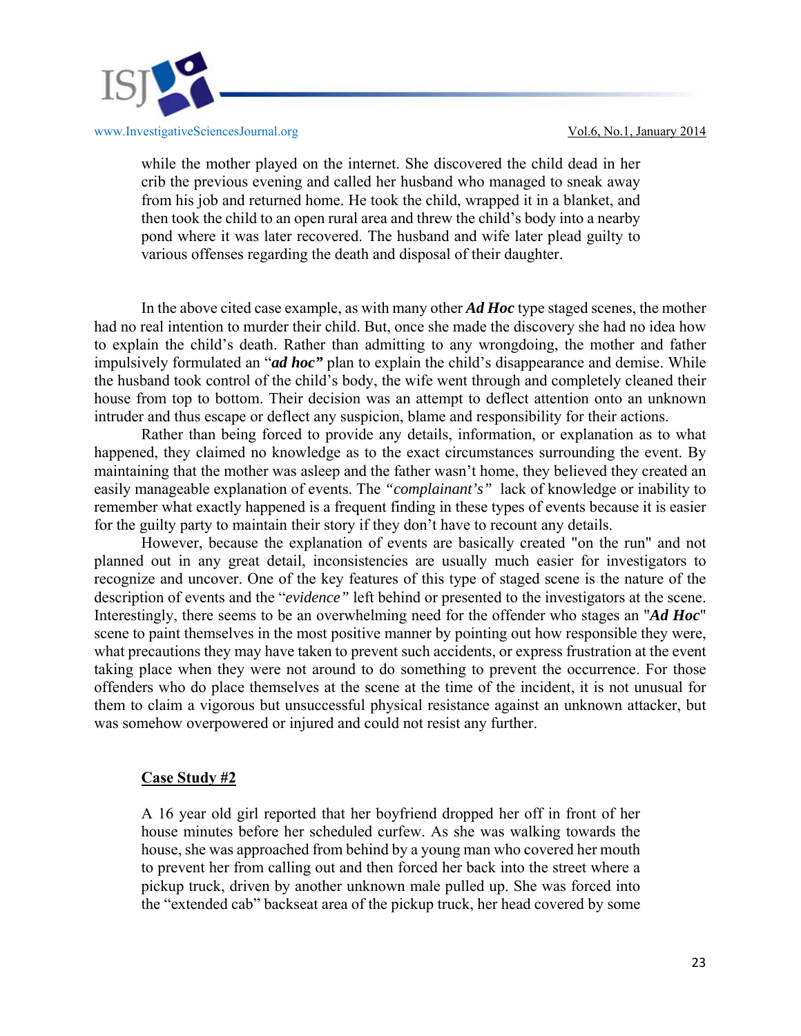while the mother played on the internet. She discovered the child dead in her crib the previous evening and called her husband who managed to sneak away from his job and returned home. He took the child, wrapped it in a blanket, and then took the child to an open rural area and threw the child's body into a nearby pond where it was later recovered. The husband and wife later plead guilty to various offenses regarding the death and disposal of their daughter.

In the above cited case example, as with many other ***Ad Hoc*** type staged scenes, the mother had no real intention to murder their child. But, once she made the discovery she had no idea how to explain the child's death. Rather than admitting to any wrongdoing, the mother and father impulsively formulated an "***ad hoc"*** plan to explain the child's disappearance and demise. While the husband took control of the child's body, the wife went through and completely cleaned their house from top to bottom. Their decision was an attempt to deflect attention onto an unknown intruder and thus escape or deflect any suspicion, blame and responsibility for their actions.

Rather than being forced to provide any details, information, or explanation as to what happened, they claimed no knowledge as to the exact circumstances surrounding the event. By maintaining that the mother was asleep and the father wasn't home, they believed they created an easily manageable explanation of events. The *"complainant's"* lack of knowledge or inability to remember what exactly happened is a frequent finding in these types of events because it is easier for the guilty party to maintain their story if they don't have to recount any details.

However, because the explanation of events are basically created "on the run" and not planned out in any great detail, inconsistencies are usually much easier for investigators to recognize and uncover. One of the key features of this type of staged scene is the nature of the description of events and the "*evidence"* left behind or presented to the investigators at the scene. Interestingly, there seems to be an overwhelming need for the offender who stages an "***Ad Hoc***" scene to paint themselves in the most positive manner by pointing out how responsible they were, what precautions they may have taken to prevent such accidents, or express frustration at the event taking place when they were not around to do something to prevent the occurrence. For those offenders who do place themselves at the scene at the time of the incident, it is not unusual for them to claim a vigorous but unsuccessful physical resistance against an unknown attacker, but was somehow overpowered or injured and could not resist any further.

**Case Study #2**

A 16 year old girl reported that her boyfriend dropped her off in front of her house minutes before her scheduled curfew. As she was walking towards the house, she was approached from behind by a young man who covered her mouth to prevent her from calling out and then forced her back into the street where a pickup truck, driven by another unknown male pulled up. She was forced into the "extended cab" backseat area of the pickup truck, her head covered by some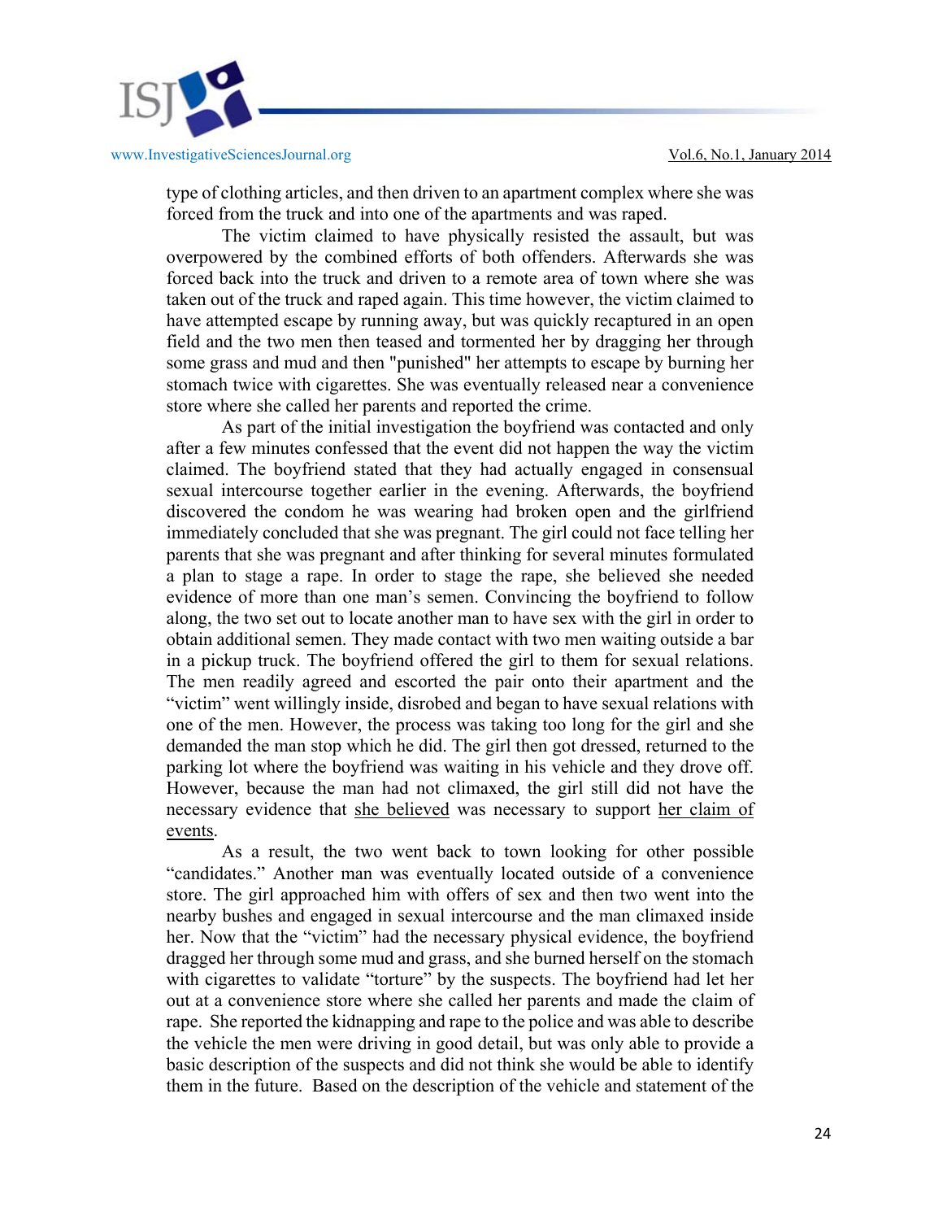type of clothing articles, and then driven to an apartment complex where she was forced from the truck and into one of the apartments and was raped.

The victim claimed to have physically resisted the assault, but was overpowered by the combined efforts of both offenders. Afterwards she was forced back into the truck and driven to a remote area of town where she was taken out of the truck and raped again. This time however, the victim claimed to have attempted escape by running away, but was quickly recaptured in an open field and the two men then teased and tormented her by dragging her through some grass and mud and then "punished" her attempts to escape by burning her stomach twice with cigarettes. She was eventually released near a convenience store where she called her parents and reported the crime.

As part of the initial investigation the boyfriend was contacted and only after a few minutes confessed that the event did not happen the way the victim claimed. The boyfriend stated that they had actually engaged in consensual sexual intercourse together earlier in the evening. Afterwards, the boyfriend discovered the condom he was wearing had broken open and the girlfriend immediately concluded that she was pregnant. The girl could not face telling her parents that she was pregnant and after thinking for several minutes formulated a plan to stage a rape. In order to stage the rape, she believed she needed evidence of more than one man's semen. Convincing the boyfriend to follow along, the two set out to locate another man to have sex with the girl in order to obtain additional semen. They made contact with two men waiting outside a bar in a pickup truck. The boyfriend offered the girl to them for sexual relations. The men readily agreed and escorted the pair onto their apartment and the "victim" went willingly inside, disrobed and began to have sexual relations with one of the men. However, the process was taking too long for the girl and she demanded the man stop which he did. The girl then got dressed, returned to the parking lot where the boyfriend was waiting in his vehicle and they drove off. However, because the man had not climaxed, the girl still did not have the necessary evidence that <u>she believed</u> was necessary to support <u>her claim of events</u>.

As a result, the two went back to town looking for other possible "candidates." Another man was eventually located outside of a convenience store. The girl approached him with offers of sex and then two went into the nearby bushes and engaged in sexual intercourse and the man climaxed inside her. Now that the "victim" had the necessary physical evidence, the boyfriend dragged her through some mud and grass, and she burned herself on the stomach with cigarettes to validate "torture" by the suspects. The boyfriend had let her out at a convenience store where she called her parents and made the claim of rape. She reported the kidnapping and rape to the police and was able to describe the vehicle the men were driving in good detail, but was only able to provide a basic description of the suspects and did not think she would be able to identify them in the future. Based on the description of the vehicle and statement of the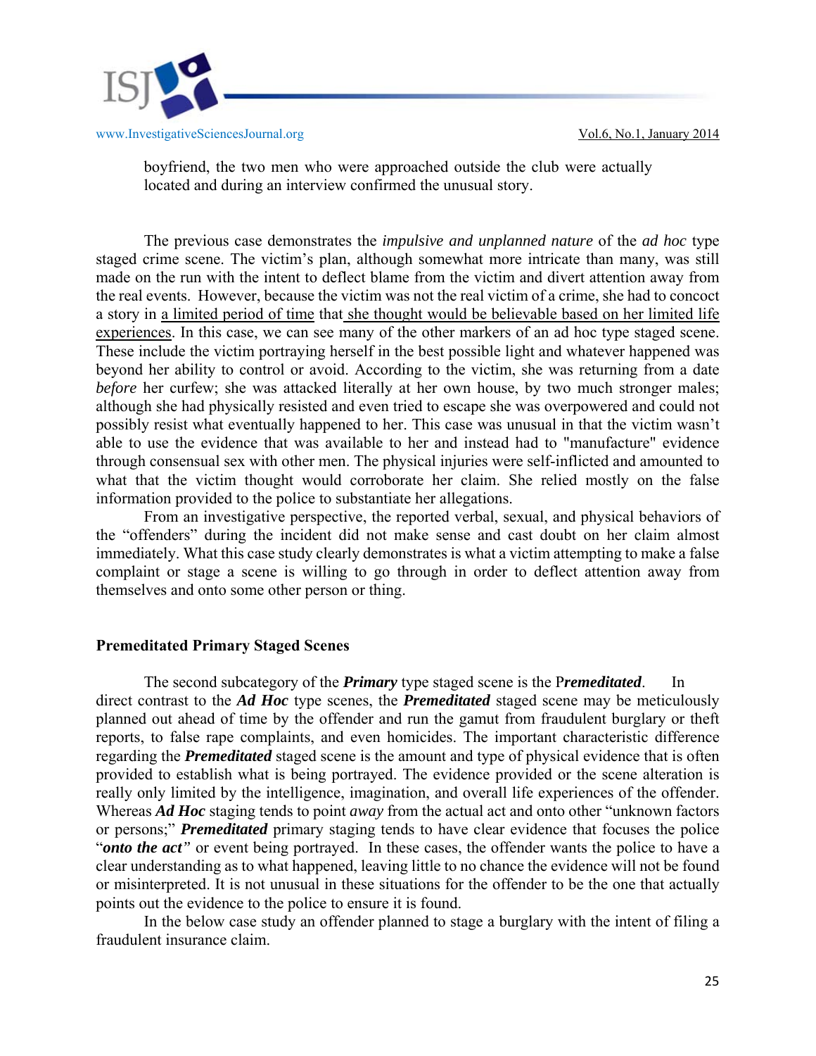boyfriend, the two men who were approached outside the club were actually located and during an interview confirmed the unusual story.

The previous case demonstrates the *impulsive and unplanned nature* of the *ad hoc* type staged crime scene. The victim's plan, although somewhat more intricate than many, was still made on the run with the intent to deflect blame from the victim and divert attention away from the real events. However, because the victim was not the real victim of a crime, she had to concoct a story in a limited period of time that she thought would be believable based on her limited life experiences. In this case, we can see many of the other markers of an ad hoc type staged scene. These include the victim portraying herself in the best possible light and whatever happened was beyond her ability to control or avoid. According to the victim, she was returning from a date *before* her curfew; she was attacked literally at her own house, by two much stronger males; although she had physically resisted and even tried to escape she was overpowered and could not possibly resist what eventually happened to her. This case was unusual in that the victim wasn't able to use the evidence that was available to her and instead had to "manufacture" evidence through consensual sex with other men. The physical injuries were self-inflicted and amounted to what that the victim thought would corroborate her claim. She relied mostly on the false information provided to the police to substantiate her allegations.

From an investigative perspective, the reported verbal, sexual, and physical behaviors of the "offenders" during the incident did not make sense and cast doubt on her claim almost immediately. What this case study clearly demonstrates is what a victim attempting to make a false complaint or stage a scene is willing to go through in order to deflect attention away from themselves and onto some other person or thing.

**Premeditated Primary Staged Scenes**

The second subcategory of the ***Primary*** type staged scene is the P***remeditated***. In direct contrast to the ***Ad Hoc*** type scenes, the ***Premeditated*** staged scene may be meticulously planned out ahead of time by the offender and run the gamut from fraudulent burglary or theft reports, to false rape complaints, and even homicides. The important characteristic difference regarding the ***Premeditated*** staged scene is the amount and type of physical evidence that is often provided to establish what is being portrayed. The evidence provided or the scene alteration is really only limited by the intelligence, imagination, and overall life experiences of the offender. Whereas ***Ad Hoc*** staging tends to point *away* from the actual act and onto other "unknown factors or persons;" ***Premeditated*** primary staging tends to have clear evidence that focuses the police "***onto the act***" or event being portrayed. In these cases, the offender wants the police to have a clear understanding as to what happened, leaving little to no chance the evidence will not be found or misinterpreted. It is not unusual in these situations for the offender to be the one that actually points out the evidence to the police to ensure it is found.

In the below case study an offender planned to stage a burglary with the intent of filing a fraudulent insurance claim.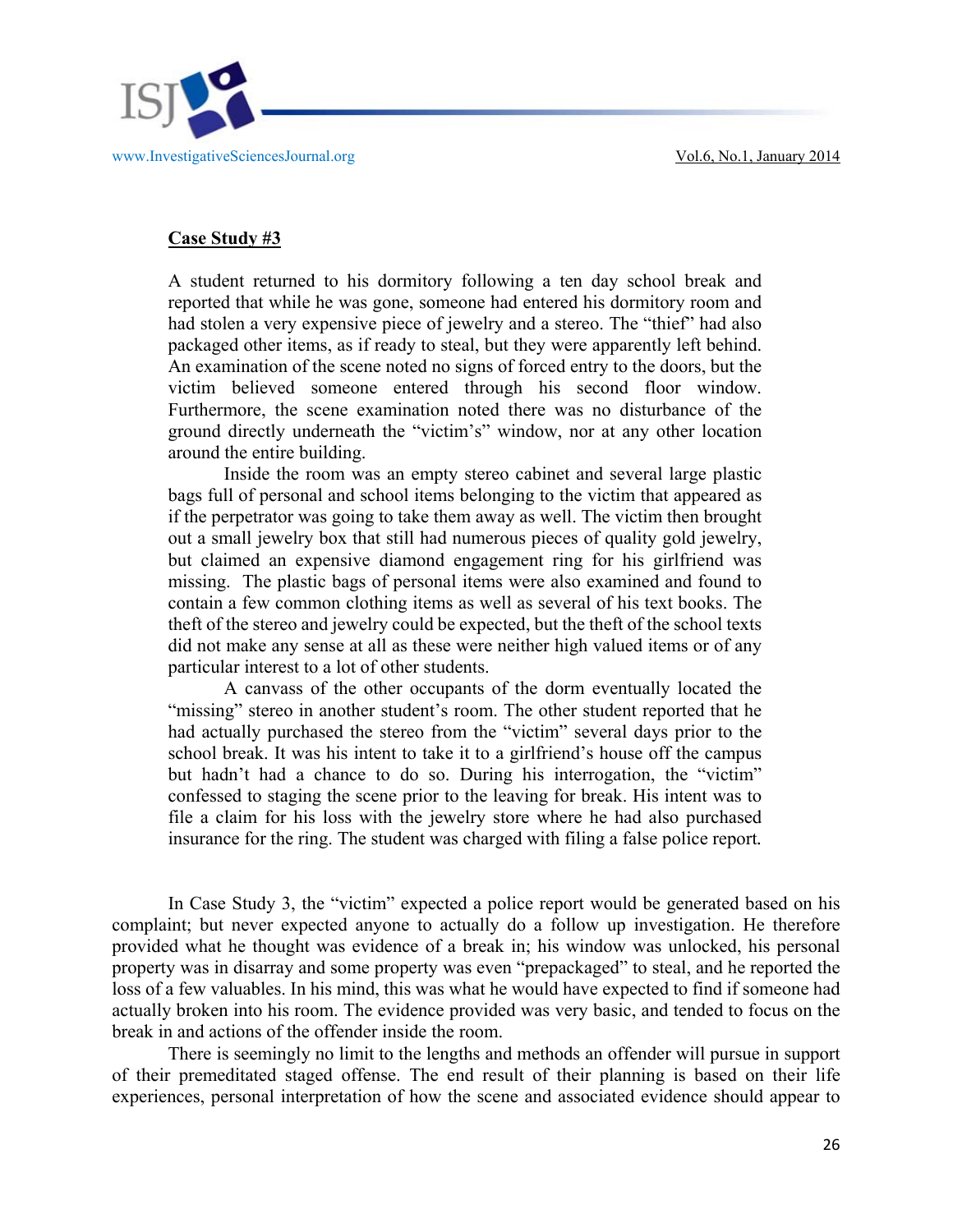**Case Study #3**

A student returned to his dormitory following a ten day school break and reported that while he was gone, someone had entered his dormitory room and had stolen a very expensive piece of jewelry and a stereo. The "thief" had also packaged other items, as if ready to steal, but they were apparently left behind. An examination of the scene noted no signs of forced entry to the doors, but the victim believed someone entered through his second floor window. Furthermore, the scene examination noted there was no disturbance of the ground directly underneath the "victim's" window, nor at any other location around the entire building.

Inside the room was an empty stereo cabinet and several large plastic bags full of personal and school items belonging to the victim that appeared as if the perpetrator was going to take them away as well. The victim then brought out a small jewelry box that still had numerous pieces of quality gold jewelry, but claimed an expensive diamond engagement ring for his girlfriend was missing. The plastic bags of personal items were also examined and found to contain a few common clothing items as well as several of his text books. The theft of the stereo and jewelry could be expected, but the theft of the school texts did not make any sense at all as these were neither high valued items or of any particular interest to a lot of other students.

A canvass of the other occupants of the dorm eventually located the "missing" stereo in another student's room. The other student reported that he had actually purchased the stereo from the "victim" several days prior to the school break. It was his intent to take it to a girlfriend's house off the campus but hadn't had a chance to do so. During his interrogation, the "victim" confessed to staging the scene prior to the leaving for break. His intent was to file a claim for his loss with the jewelry store where he had also purchased insurance for the ring. The student was charged with filing a false police report.

In Case Study 3, the "victim" expected a police report would be generated based on his complaint; but never expected anyone to actually do a follow up investigation. He therefore provided what he thought was evidence of a break in; his window was unlocked, his personal property was in disarray and some property was even "prepackaged" to steal, and he reported the loss of a few valuables. In his mind, this was what he would have expected to find if someone had actually broken into his room. The evidence provided was very basic, and tended to focus on the break in and actions of the offender inside the room.

There is seemingly no limit to the lengths and methods an offender will pursue in support of their premeditated staged offense. The end result of their planning is based on their life experiences, personal interpretation of how the scene and associated evidence should appear to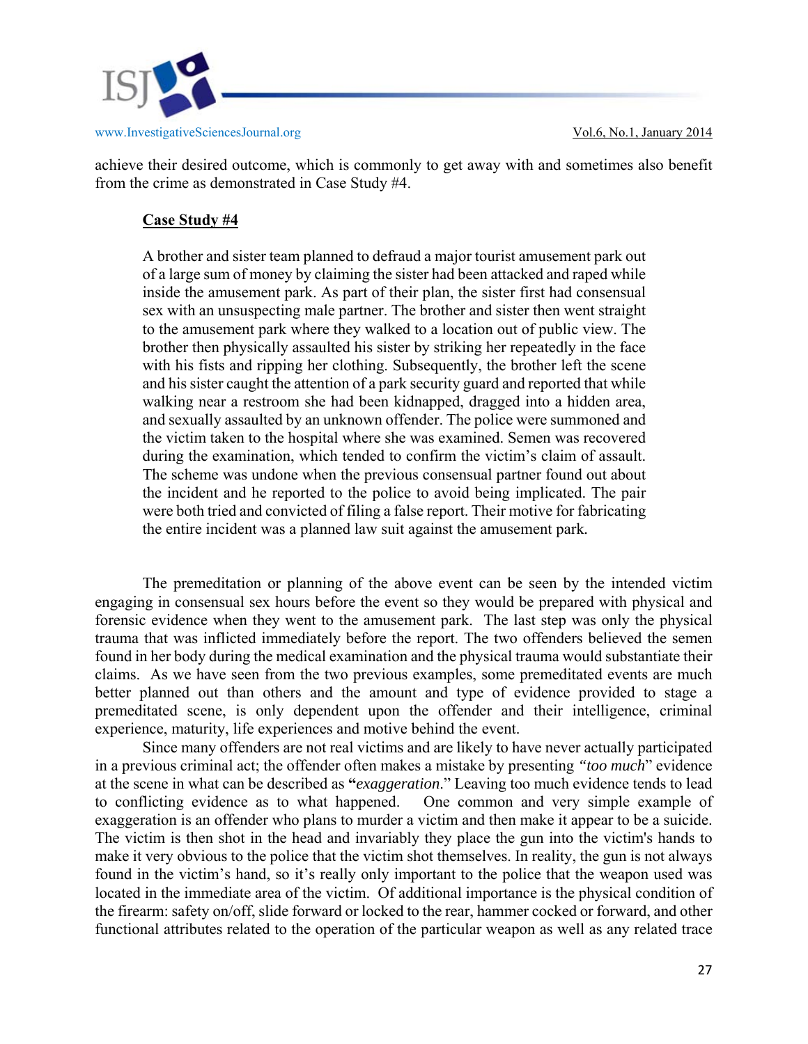achieve their desired outcome, which is commonly to get away with and sometimes also benefit from the crime as demonstrated in Case Study #4.

> **<u>Case Study #4</u>**
>
> A brother and sister team planned to defraud a major tourist amusement park out of a large sum of money by claiming the sister had been attacked and raped while inside the amusement park. As part of their plan, the sister first had consensual sex with an unsuspecting male partner. The brother and sister then went straight to the amusement park where they walked to a location out of public view. The brother then physically assaulted his sister by striking her repeatedly in the face with his fists and ripping her clothing. Subsequently, the brother left the scene and his sister caught the attention of a park security guard and reported that while walking near a restroom she had been kidnapped, dragged into a hidden area, and sexually assaulted by an unknown offender. The police were summoned and the victim taken to the hospital where she was examined. Semen was recovered during the examination, which tended to confirm the victim's claim of assault. The scheme was undone when the previous consensual partner found out about the incident and he reported to the police to avoid being implicated. The pair were both tried and convicted of filing a false report. Their motive for fabricating the entire incident was a planned law suit against the amusement park.

The premeditation or planning of the above event can be seen by the intended victim engaging in consensual sex hours before the event so they would be prepared with physical and forensic evidence when they went to the amusement park. The last step was only the physical trauma that was inflicted immediately before the report. The two offenders believed the semen found in her body during the medical examination and the physical trauma would substantiate their claims. As we have seen from the two previous examples, some premeditated events are much better planned out than others and the amount and type of evidence provided to stage a premeditated scene, is only dependent upon the offender and their intelligence, criminal experience, maturity, life experiences and motive behind the event.

Since many offenders are not real victims and are likely to have never actually participated in a previous criminal act; the offender often makes a mistake by presenting *"too much"* evidence at the scene in what can be described as **"***exaggeration*." Leaving too much evidence tends to lead to conflicting evidence as to what happened. One common and very simple example of exaggeration is an offender who plans to murder a victim and then make it appear to be a suicide. The victim is then shot in the head and invariably they place the gun into the victim's hands to make it very obvious to the police that the victim shot themselves. In reality, the gun is not always found in the victim's hand, so it's really only important to the police that the weapon used was located in the immediate area of the victim. Of additional importance is the physical condition of the firearm: safety on/off, slide forward or locked to the rear, hammer cocked or forward, and other functional attributes related to the operation of the particular weapon as well as any related trace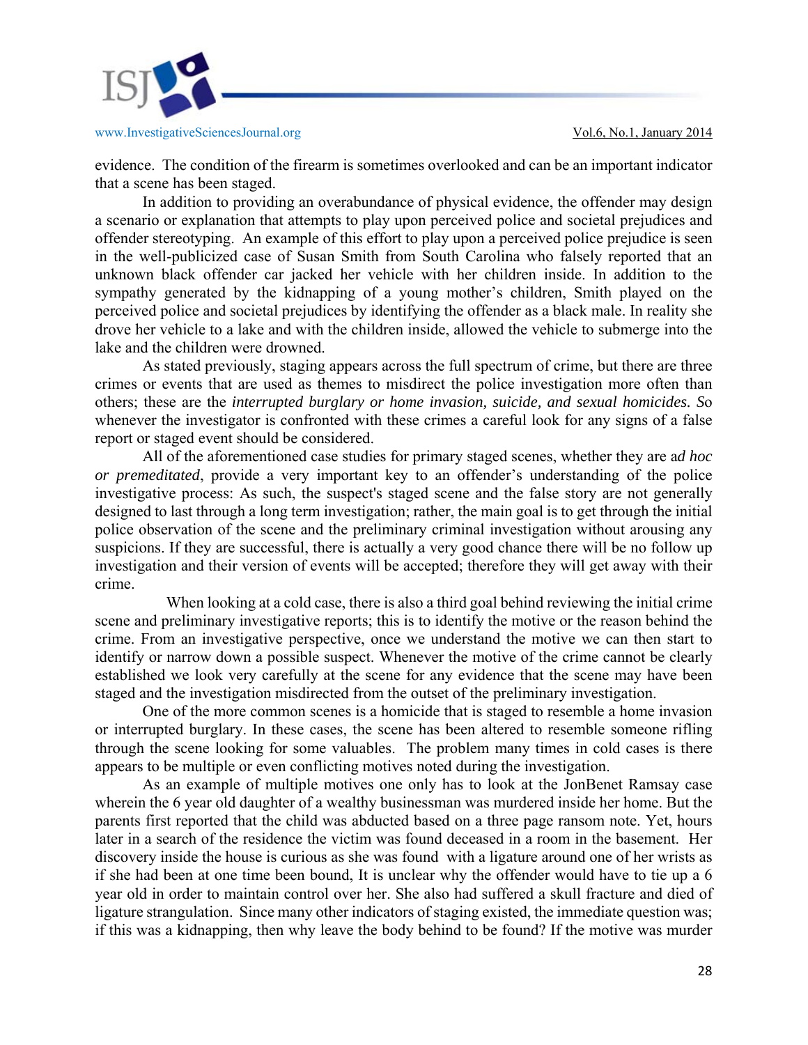evidence. The condition of the firearm is sometimes overlooked and can be an important indicator that a scene has been staged.

In addition to providing an overabundance of physical evidence, the offender may design a scenario or explanation that attempts to play upon perceived police and societal prejudices and offender stereotyping. An example of this effort to play upon a perceived police prejudice is seen in the well-publicized case of Susan Smith from South Carolina who falsely reported that an unknown black offender car jacked her vehicle with her children inside. In addition to the sympathy generated by the kidnapping of a young mother's children, Smith played on the perceived police and societal prejudices by identifying the offender as a black male. In reality she drove her vehicle to a lake and with the children inside, allowed the vehicle to submerge into the lake and the children were drowned.

As stated previously, staging appears across the full spectrum of crime, but there are three crimes or events that are used as themes to misdirect the police investigation more often than others; these are the *interrupted burglary or home invasion, suicide, and sexual homicides.* So whenever the investigator is confronted with these crimes a careful look for any signs of a false report or staged event should be considered.

All of the aforementioned case studies for primary staged scenes, whether they are a*d hoc or premeditated*, provide a very important key to an offender's understanding of the police investigative process: As such, the suspect's staged scene and the false story are not generally designed to last through a long term investigation; rather, the main goal is to get through the initial police observation of the scene and the preliminary criminal investigation without arousing any suspicions. If they are successful, there is actually a very good chance there will be no follow up investigation and their version of events will be accepted; therefore they will get away with their crime.

When looking at a cold case, there is also a third goal behind reviewing the initial crime scene and preliminary investigative reports; this is to identify the motive or the reason behind the crime. From an investigative perspective, once we understand the motive we can then start to identify or narrow down a possible suspect. Whenever the motive of the crime cannot be clearly established we look very carefully at the scene for any evidence that the scene may have been staged and the investigation misdirected from the outset of the preliminary investigation.

One of the more common scenes is a homicide that is staged to resemble a home invasion or interrupted burglary. In these cases, the scene has been altered to resemble someone rifling through the scene looking for some valuables. The problem many times in cold cases is there appears to be multiple or even conflicting motives noted during the investigation.

As an example of multiple motives one only has to look at the JonBenet Ramsay case wherein the 6 year old daughter of a wealthy businessman was murdered inside her home. But the parents first reported that the child was abducted based on a three page ransom note. Yet, hours later in a search of the residence the victim was found deceased in a room in the basement. Her discovery inside the house is curious as she was found with a ligature around one of her wrists as if she had been at one time been bound, It is unclear why the offender would have to tie up a 6 year old in order to maintain control over her. She also had suffered a skull fracture and died of ligature strangulation. Since many other indicators of staging existed, the immediate question was; if this was a kidnapping, then why leave the body behind to be found? If the motive was murder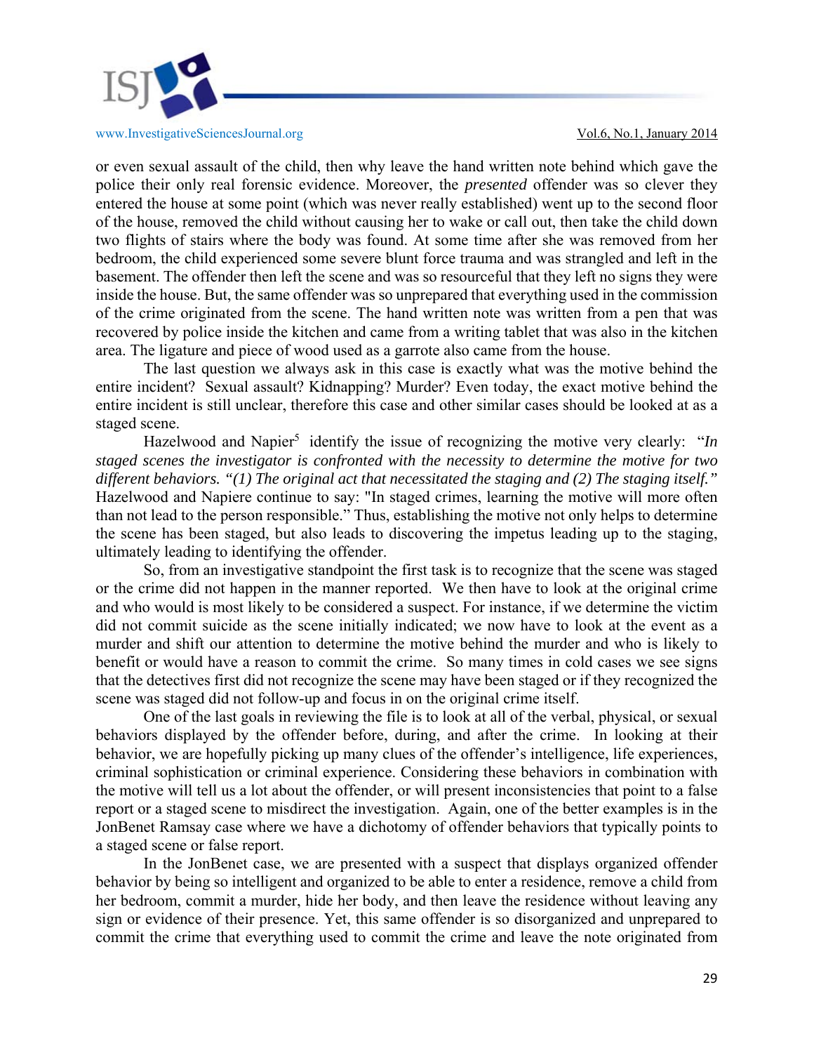or even sexual assault of the child, then why leave the hand written note behind which gave the police their only real forensic evidence. Moreover, the *presented* offender was so clever they entered the house at some point (which was never really established) went up to the second floor of the house, removed the child without causing her to wake or call out, then take the child down two flights of stairs where the body was found. At some time after she was removed from her bedroom, the child experienced some severe blunt force trauma and was strangled and left in the basement. The offender then left the scene and was so resourceful that they left no signs they were inside the house. But, the same offender was so unprepared that everything used in the commission of the crime originated from the scene. The hand written note was written from a pen that was recovered by police inside the kitchen and came from a writing tablet that was also in the kitchen area. The ligature and piece of wood used as a garrote also came from the house.

The last question we always ask in this case is exactly what was the motive behind the entire incident? Sexual assault? Kidnapping? Murder? Even today, the exact motive behind the entire incident is still unclear, therefore this case and other similar cases should be looked at as a staged scene.

Hazelwood and Napier[5] identify the issue of recognizing the motive very clearly: "*In staged scenes the investigator is confronted with the necessity to determine the motive for two different behaviors. "(1) The original act that necessitated the staging and (2) The staging itself."* Hazelwood and Napiere continue to say: "In staged crimes, learning the motive will more often than not lead to the person responsible." Thus, establishing the motive not only helps to determine the scene has been staged, but also leads to discovering the impetus leading up to the staging, ultimately leading to identifying the offender.

So, from an investigative standpoint the first task is to recognize that the scene was staged or the crime did not happen in the manner reported. We then have to look at the original crime and who would is most likely to be considered a suspect. For instance, if we determine the victim did not commit suicide as the scene initially indicated; we now have to look at the event as a murder and shift our attention to determine the motive behind the murder and who is likely to benefit or would have a reason to commit the crime. So many times in cold cases we see signs that the detectives first did not recognize the scene may have been staged or if they recognized the scene was staged did not follow-up and focus in on the original crime itself.

One of the last goals in reviewing the file is to look at all of the verbal, physical, or sexual behaviors displayed by the offender before, during, and after the crime. In looking at their behavior, we are hopefully picking up many clues of the offender's intelligence, life experiences, criminal sophistication or criminal experience. Considering these behaviors in combination with the motive will tell us a lot about the offender, or will present inconsistencies that point to a false report or a staged scene to misdirect the investigation. Again, one of the better examples is in the JonBenet Ramsay case where we have a dichotomy of offender behaviors that typically points to a staged scene or false report.

In the JonBenet case, we are presented with a suspect that displays organized offender behavior by being so intelligent and organized to be able to enter a residence, remove a child from her bedroom, commit a murder, hide her body, and then leave the residence without leaving any sign or evidence of their presence. Yet, this same offender is so disorganized and unprepared to commit the crime that everything used to commit the crime and leave the note originated from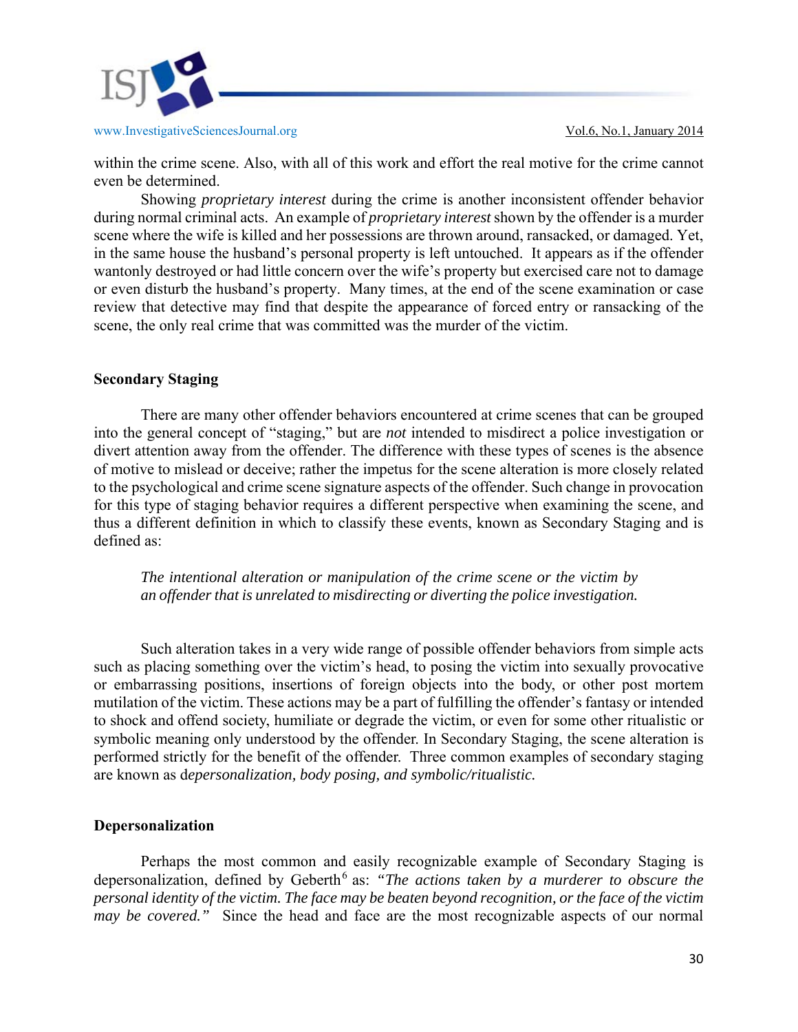within the crime scene. Also, with all of this work and effort the real motive for the crime cannot even be determined.

Showing *proprietary interest* during the crime is another inconsistent offender behavior during normal criminal acts. An example of *proprietary interest* shown by the offender is a murder scene where the wife is killed and her possessions are thrown around, ransacked, or damaged. Yet, in the same house the husband's personal property is left untouched. It appears as if the offender wantonly destroyed or had little concern over the wife's property but exercised care not to damage or even disturb the husband's property. Many times, at the end of the scene examination or case review that detective may find that despite the appearance of forced entry or ransacking of the scene, the only real crime that was committed was the murder of the victim.

### Secondary Staging

There are many other offender behaviors encountered at crime scenes that can be grouped into the general concept of "staging," but are *not* intended to misdirect a police investigation or divert attention away from the offender. The difference with these types of scenes is the absence of motive to mislead or deceive; rather the impetus for the scene alteration is more closely related to the psychological and crime scene signature aspects of the offender. Such change in provocation for this type of staging behavior requires a different perspective when examining the scene, and thus a different definition in which to classify these events, known as Secondary Staging and is defined as:

> *The intentional alteration or manipulation of the crime scene or the victim by an offender that is unrelated to misdirecting or diverting the police investigation.*

Such alteration takes in a very wide range of possible offender behaviors from simple acts such as placing something over the victim's head, to posing the victim into sexually provocative or embarrassing positions, insertions of foreign objects into the body, or other post mortem mutilation of the victim. These actions may be a part of fulfilling the offender's fantasy or intended to shock and offend society, humiliate or degrade the victim, or even for some other ritualistic or symbolic meaning only understood by the offender. In Secondary Staging, the scene alteration is performed strictly for the benefit of the offender. Three common examples of secondary staging are known as d*epersonalization, body posing, and symbolic/ritualistic.*

### Depersonalization

Perhaps the most common and easily recognizable example of Secondary Staging is depersonalization, defined by Geberth[6] as: *"The actions taken by a murderer to obscure the personal identity of the victim. The face may be beaten beyond recognition, or the face of the victim may be covered."* Since the head and face are the most recognizable aspects of our normal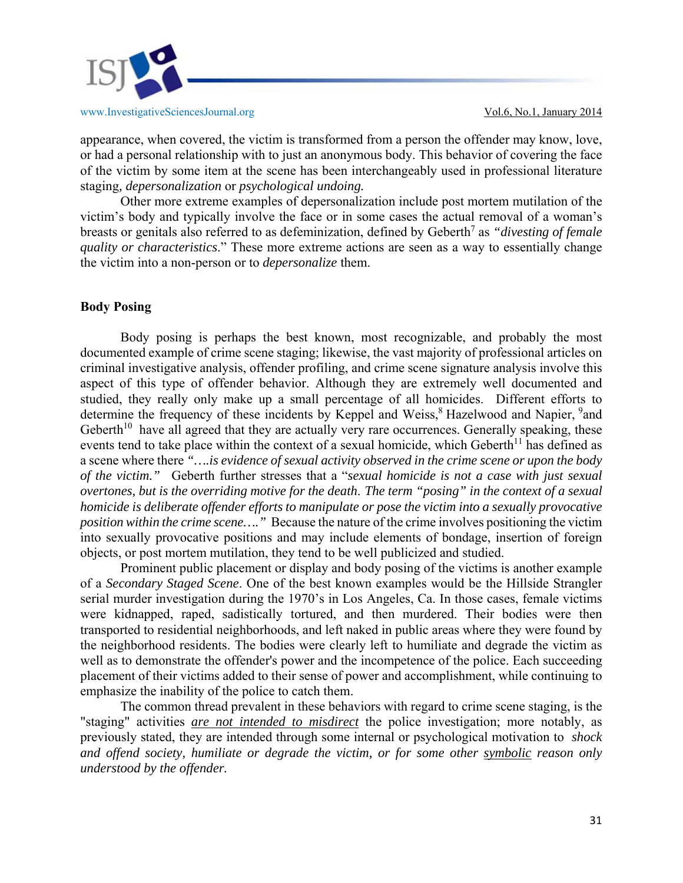appearance, when covered, the victim is transformed from a person the offender may know, love, or had a personal relationship with to just an anonymous body. This behavior of covering the face of the victim by some item at the scene has been interchangeably used in professional literature staging*, depersonalization* or *psychological undoing.*

Other more extreme examples of depersonalization include post mortem mutilation of the victim's body and typically involve the face or in some cases the actual removal of a woman's breasts or genitals also referred to as defeminization, defined by Geberth[7] as *"divesting of female quality or characteristics*." These more extreme actions are seen as a way to essentially change the victim into a non-person or to *depersonalize* them.

## Body Posing

Body posing is perhaps the best known, most recognizable, and probably the most documented example of crime scene staging; likewise, the vast majority of professional articles on criminal investigative analysis, offender profiling, and crime scene signature analysis involve this aspect of this type of offender behavior. Although they are extremely well documented and studied, they really only make up a small percentage of all homicides. Different efforts to determine the frequency of these incidents by Keppel and Weiss,[8] Hazelwood and Napier, [9]and Geberth[10] have all agreed that they are actually very rare occurrences. Generally speaking, these events tend to take place within the context of a sexual homicide, which Geberth[11] has defined as a scene where there *"….is evidence of sexual activity observed in the crime scene or upon the body of the victim."* Geberth further stresses that a "*sexual homicide is not a case with just sexual overtones, but is the overriding motive for the death. The term "posing" in the context of a sexual homicide is deliberate offender efforts to manipulate or pose the victim into a sexually provocative position within the crime scene…."* Because the nature of the crime involves positioning the victim into sexually provocative positions and may include elements of bondage, insertion of foreign objects, or post mortem mutilation, they tend to be well publicized and studied.

Prominent public placement or display and body posing of the victims is another example of a *Secondary Staged Scene*. One of the best known examples would be the Hillside Strangler serial murder investigation during the 1970's in Los Angeles, Ca. In those cases, female victims were kidnapped, raped, sadistically tortured, and then murdered. Their bodies were transported to residential neighborhoods, and left naked in public areas where they were found by the neighborhood residents. The bodies were clearly left to humiliate and degrade the victim as well as to demonstrate the offender's power and the incompetence of the police. Each succeeding placement of their victims added to their sense of power and accomplishment, while continuing to emphasize the inability of the police to catch them.

The common thread prevalent in these behaviors with regard to crime scene staging, is the "staging" activities *are not intended to misdirect* the police investigation; more notably, as previously stated, they are intended through some internal or psychological motivation to *shock and offend society, humiliate or degrade the victim, or for some other symbolic reason only understood by the offender.*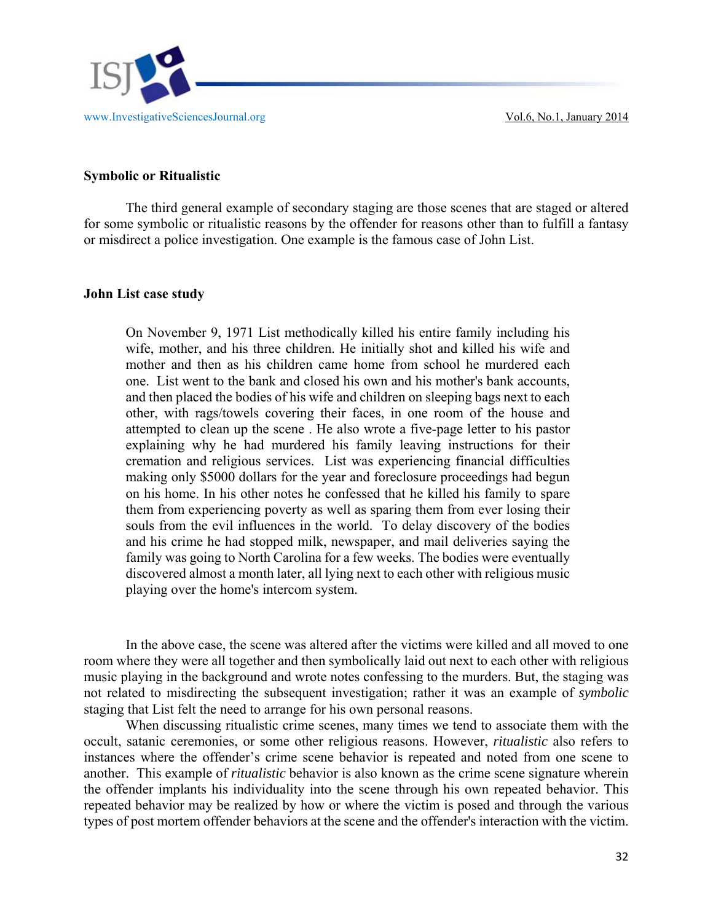### Symbolic or Ritualistic

The third general example of secondary staging are those scenes that are staged or altered for some symbolic or ritualistic reasons by the offender for reasons other than to fulfill a fantasy or misdirect a police investigation. One example is the famous case of John List.

### John List case study

> On November 9, 1971 List methodically killed his entire family including his wife, mother, and his three children. He initially shot and killed his wife and mother and then as his children came home from school he murdered each one. List went to the bank and closed his own and his mother's bank accounts, and then placed the bodies of his wife and children on sleeping bags next to each other, with rags/towels covering their faces, in one room of the house and attempted to clean up the scene . He also wrote a five-page letter to his pastor explaining why he had murdered his family leaving instructions for their cremation and religious services. List was experiencing financial difficulties making only $5000 dollars for the year and foreclosure proceedings had begun on his home. In his other notes he confessed that he killed his family to spare them from experiencing poverty as well as sparing them from ever losing their souls from the evil influences in the world. To delay discovery of the bodies and his crime he had stopped milk, newspaper, and mail deliveries saying the family was going to North Carolina for a few weeks. The bodies were eventually discovered almost a month later, all lying next to each other with religious music playing over the home's intercom system.

In the above case, the scene was altered after the victims were killed and all moved to one room where they were all together and then symbolically laid out next to each other with religious music playing in the background and wrote notes confessing to the murders. But, the staging was not related to misdirecting the subsequent investigation; rather it was an example of *symbolic* staging that List felt the need to arrange for his own personal reasons.

When discussing ritualistic crime scenes, many times we tend to associate them with the occult, satanic ceremonies, or some other religious reasons. However, *ritualistic* also refers to instances where the offender's crime scene behavior is repeated and noted from one scene to another. This example of *ritualistic* behavior is also known as the crime scene signature wherein the offender implants his individuality into the scene through his own repeated behavior. This repeated behavior may be realized by how or where the victim is posed and through the various types of post mortem offender behaviors at the scene and the offender's interaction with the victim.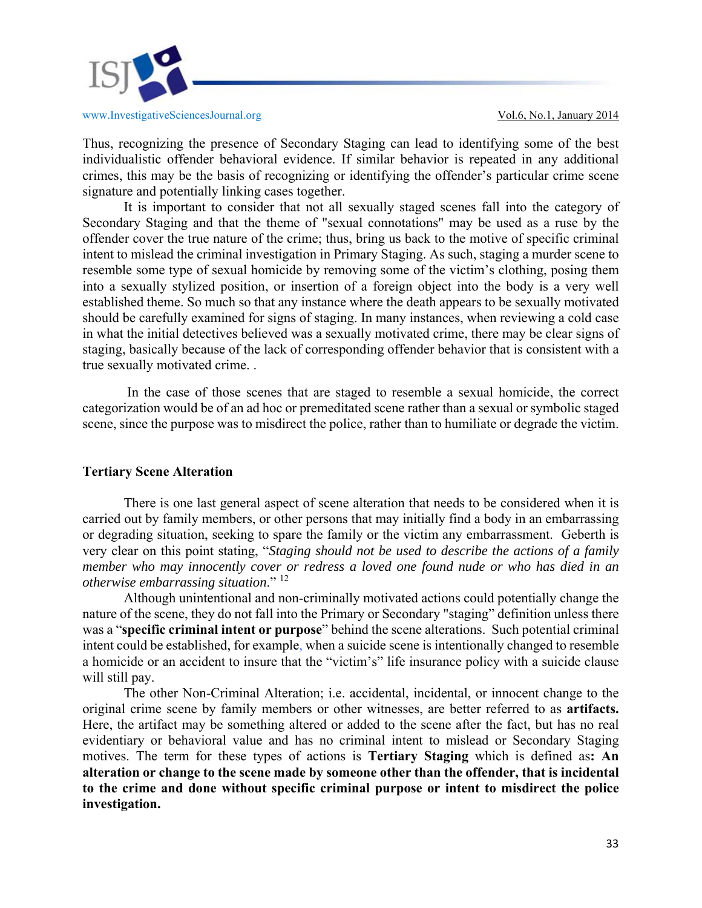Thus, recognizing the presence of Secondary Staging can lead to identifying some of the best individualistic offender behavioral evidence. If similar behavior is repeated in any additional crimes, this may be the basis of recognizing or identifying the offender's particular crime scene signature and potentially linking cases together.

It is important to consider that not all sexually staged scenes fall into the category of Secondary Staging and that the theme of "sexual connotations" may be used as a ruse by the offender cover the true nature of the crime; thus, bring us back to the motive of specific criminal intent to mislead the criminal investigation in Primary Staging. As such, staging a murder scene to resemble some type of sexual homicide by removing some of the victim's clothing, posing them into a sexually stylized position, or insertion of a foreign object into the body is a very well established theme. So much so that any instance where the death appears to be sexually motivated should be carefully examined for signs of staging. In many instances, when reviewing a cold case in what the initial detectives believed was a sexually motivated crime, there may be clear signs of staging, basically because of the lack of corresponding offender behavior that is consistent with a true sexually motivated crime. .

In the case of those scenes that are staged to resemble a sexual homicide, the correct categorization would be of an ad hoc or premeditated scene rather than a sexual or symbolic staged scene, since the purpose was to misdirect the police, rather than to humiliate or degrade the victim.

### Tertiary Scene Alteration

There is one last general aspect of scene alteration that needs to be considered when it is carried out by family members, or other persons that may initially find a body in an embarrassing or degrading situation, seeking to spare the family or the victim any embarrassment. Geberth is very clear on this point stating, "*Staging should not be used to describe the actions of a family member who may innocently cover or redress a loved one found nude or who has died in an otherwise embarrassing situation*." [12]

Although unintentional and non-criminally motivated actions could potentially change the nature of the scene, they do not fall into the Primary or Secondary "staging" definition unless there was a "**specific criminal intent or purpose**" behind the scene alterations. Such potential criminal intent could be established, for example, when a suicide scene is intentionally changed to resemble a homicide or an accident to insure that the "victim's" life insurance policy with a suicide clause will still pay.

The other Non-Criminal Alteration; i.e. accidental, incidental, or innocent change to the original crime scene by family members or other witnesses, are better referred to as **artifacts.** Here, the artifact may be something altered or added to the scene after the fact, but has no real evidentiary or behavioral value and has no criminal intent to mislead or Secondary Staging motives. The term for these types of actions is **Tertiary Staging** which is defined as**: An alteration or change to the scene made by someone other than the offender, that is incidental to the crime and done without specific criminal purpose or intent to misdirect the police investigation.**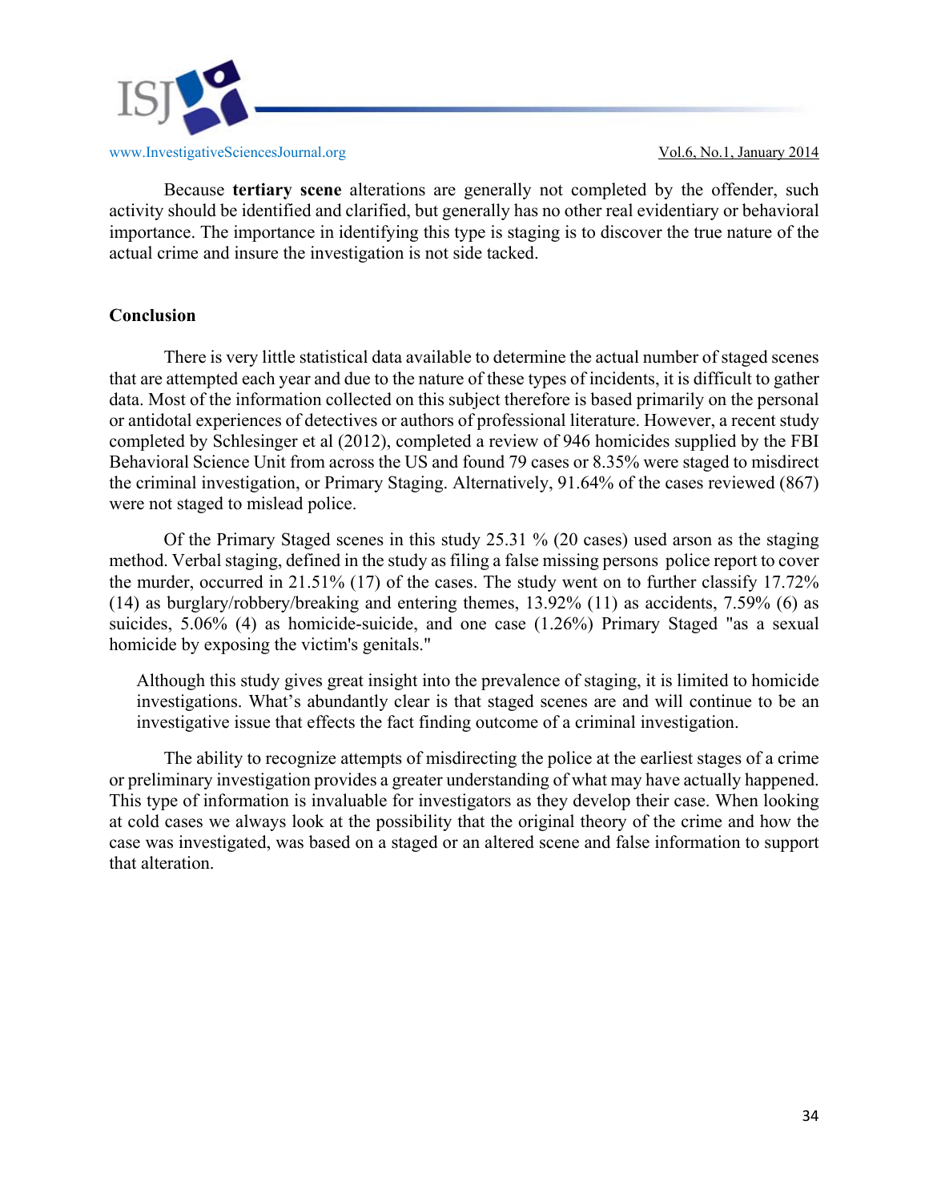Because **tertiary scene** alterations are generally not completed by the offender, such activity should be identified and clarified, but generally has no other real evidentiary or behavioral importance. The importance in identifying this type is staging is to discover the true nature of the actual crime and insure the investigation is not side tacked.

## Conclusion

There is very little statistical data available to determine the actual number of staged scenes that are attempted each year and due to the nature of these types of incidents, it is difficult to gather data. Most of the information collected on this subject therefore is based primarily on the personal or antidotal experiences of detectives or authors of professional literature. However, a recent study completed by Schlesinger et al (2012), completed a review of 946 homicides supplied by the FBI Behavioral Science Unit from across the US and found 79 cases or 8.35% were staged to misdirect the criminal investigation, or Primary Staging. Alternatively, 91.64% of the cases reviewed (867) were not staged to mislead police.

Of the Primary Staged scenes in this study 25.31 % (20 cases) used arson as the staging method. Verbal staging, defined in the study as filing a false missing persons police report to cover the murder, occurred in 21.51% (17) of the cases. The study went on to further classify 17.72% (14) as burglary/robbery/breaking and entering themes, 13.92% (11) as accidents, 7.59% (6) as suicides, 5.06% (4) as homicide-suicide, and one case (1.26%) Primary Staged "as a sexual homicide by exposing the victim's genitals."

> Although this study gives great insight into the prevalence of staging, it is limited to homicide investigations. What's abundantly clear is that staged scenes are and will continue to be an investigative issue that effects the fact finding outcome of a criminal investigation.

The ability to recognize attempts of misdirecting the police at the earliest stages of a crime or preliminary investigation provides a greater understanding of what may have actually happened. This type of information is invaluable for investigators as they develop their case. When looking at cold cases we always look at the possibility that the original theory of the crime and how the case was investigated, was based on a staged or an altered scene and false information to support that alteration.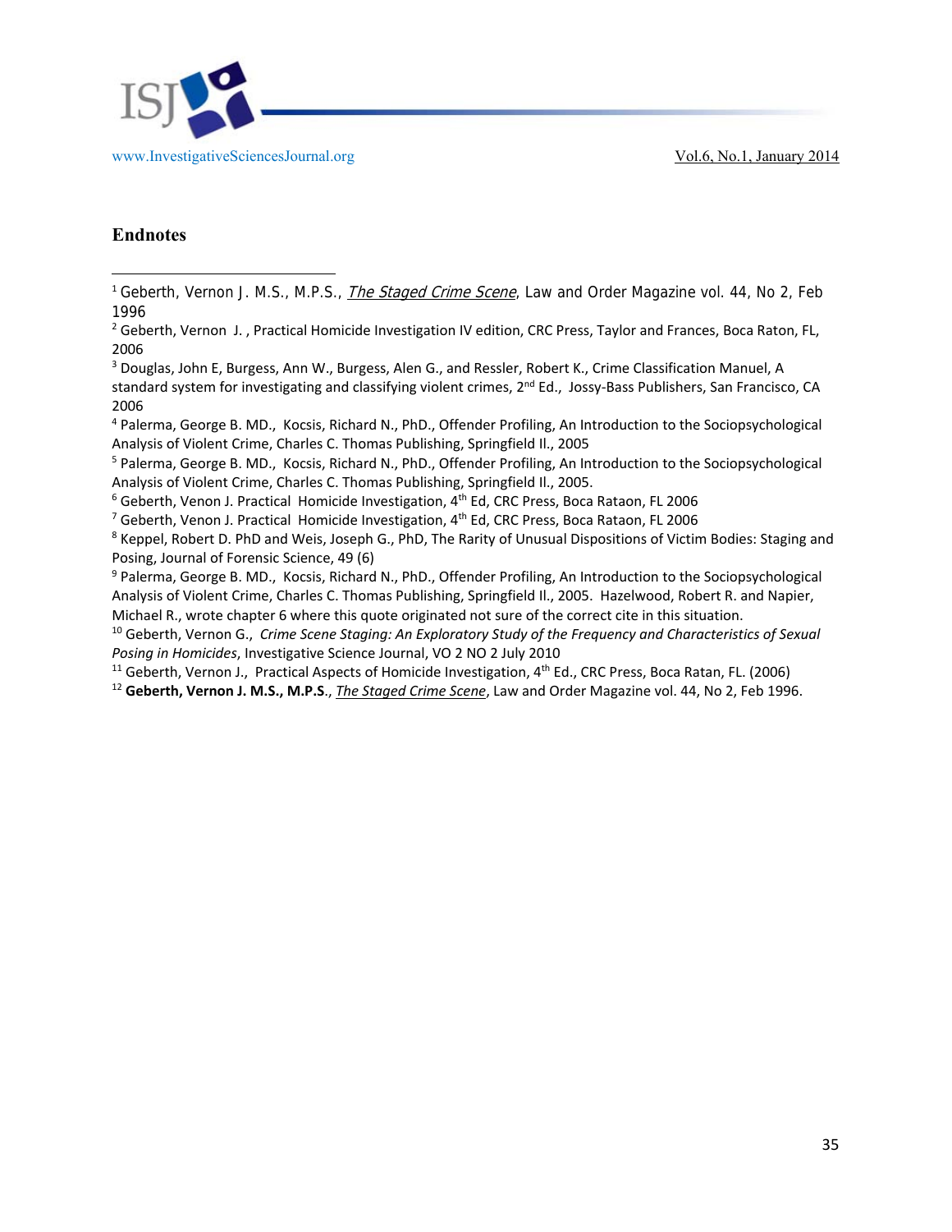## Endnotes

[1] Geberth, Vernon J. M.S., M.P.S., *The Staged Crime Scene*, Law and Order Magazine vol. 44, No 2, Feb 1996

[2] Geberth, Vernon J. , Practical Homicide Investigation IV edition, CRC Press, Taylor and Frances, Boca Raton, FL, 2006

[3] Douglas, John E, Burgess, Ann W., Burgess, Alen G., and Ressler, Robert K., Crime Classification Manuel, A standard system for investigating and classifying violent crimes, 2nd Ed., Jossy-Bass Publishers, San Francisco, CA 2006

[4] Palerma, George B. MD., Kocsis, Richard N., PhD., Offender Profiling, An Introduction to the Sociopsychological Analysis of Violent Crime, Charles C. Thomas Publishing, Springfield Il., 2005

[5] Palerma, George B. MD., Kocsis, Richard N., PhD., Offender Profiling, An Introduction to the Sociopsychological Analysis of Violent Crime, Charles C. Thomas Publishing, Springfield Il., 2005.

[6] Geberth, Venon J. Practical Homicide Investigation, 4th Ed, CRC Press, Boca Rataon, FL 2006

[7] Geberth, Venon J. Practical Homicide Investigation, 4th Ed, CRC Press, Boca Rataon, FL 2006

[8] Keppel, Robert D. PhD and Weis, Joseph G., PhD, The Rarity of Unusual Dispositions of Victim Bodies: Staging and Posing, Journal of Forensic Science, 49 (6)

[9] Palerma, George B. MD., Kocsis, Richard N., PhD., Offender Profiling, An Introduction to the Sociopsychological Analysis of Violent Crime, Charles C. Thomas Publishing, Springfield Il., 2005. Hazelwood, Robert R. and Napier, Michael R., wrote chapter 6 where this quote originated not sure of the correct cite in this situation.

[10] Geberth, Vernon G., *Crime Scene Staging: An Exploratory Study of the Frequency and Characteristics of Sexual Posing in Homicides*, Investigative Science Journal, VO 2 NO 2 July 2010

[11] Geberth, Vernon J., Practical Aspects of Homicide Investigation, 4th Ed., CRC Press, Boca Ratan, FL. (2006)

[12] **Geberth, Vernon J. M.S., M.P.S.**, *The Staged Crime Scene*, Law and Order Magazine vol. 44, No 2, Feb 1996.